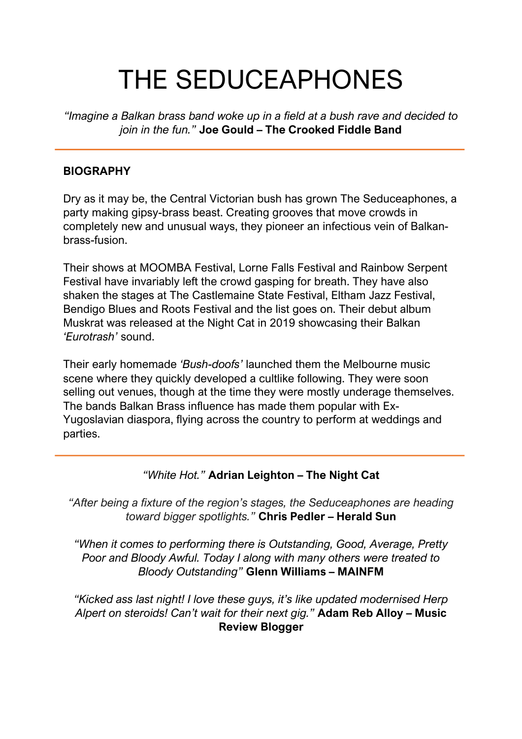# THE SEDUCEAPHONES

*"Imagine a Balkan brass band woke up in a field at a bush rave and decided to join in the fun."* **Joe Gould – The Crooked Fiddle Band**

---

**BIOGRAPHY**

Dry as it may be, the Central Victorian bush has grown The Seduceaphones, a party making gipsy-brass beast. Creating grooves that move crowds in completely new and unusual ways, they pioneer an infectious vein of Balkan-brass-fusion.

Their shows at MOOMBA Festival, Lorne Falls Festival and Rainbow Serpent Festival have invariably left the crowd gasping for breath. They have also shaken the stages at The Castlemaine State Festival, Eltham Jazz Festival, Bendigo Blues and Roots Festival and the list goes on. Their debut album Muskrat was released at the Night Cat in 2019 showcasing their Balkan *'Eurotrash'* sound.

Their early homemade *'Bush-doofs'* launched them the Melbourne music scene where they quickly developed a cultlike following. They were soon selling out venues, though at the time they were mostly underage themselves. The bands Balkan Brass influence has made them popular with Ex-Yugoslavian diaspora, flying across the country to perform at weddings and parties.

---

*"White Hot."* **Adrian Leighton – The Night Cat**

*"After being a fixture of the region's stages, the Seduceaphones are heading toward bigger spotlights."* **Chris Pedler – Herald Sun**

*"When it comes to performing there is Outstanding, Good, Average, Pretty Poor and Bloody Awful. Today I along with many others were treated to Bloody Outstanding"* **Glenn Williams – MAINFM**

*"Kicked ass last night! I love these guys, it's like updated modernised Herp Alpert on steroids! Can't wait for their next gig."* **Adam Reb Alloy – Music Review Blogger**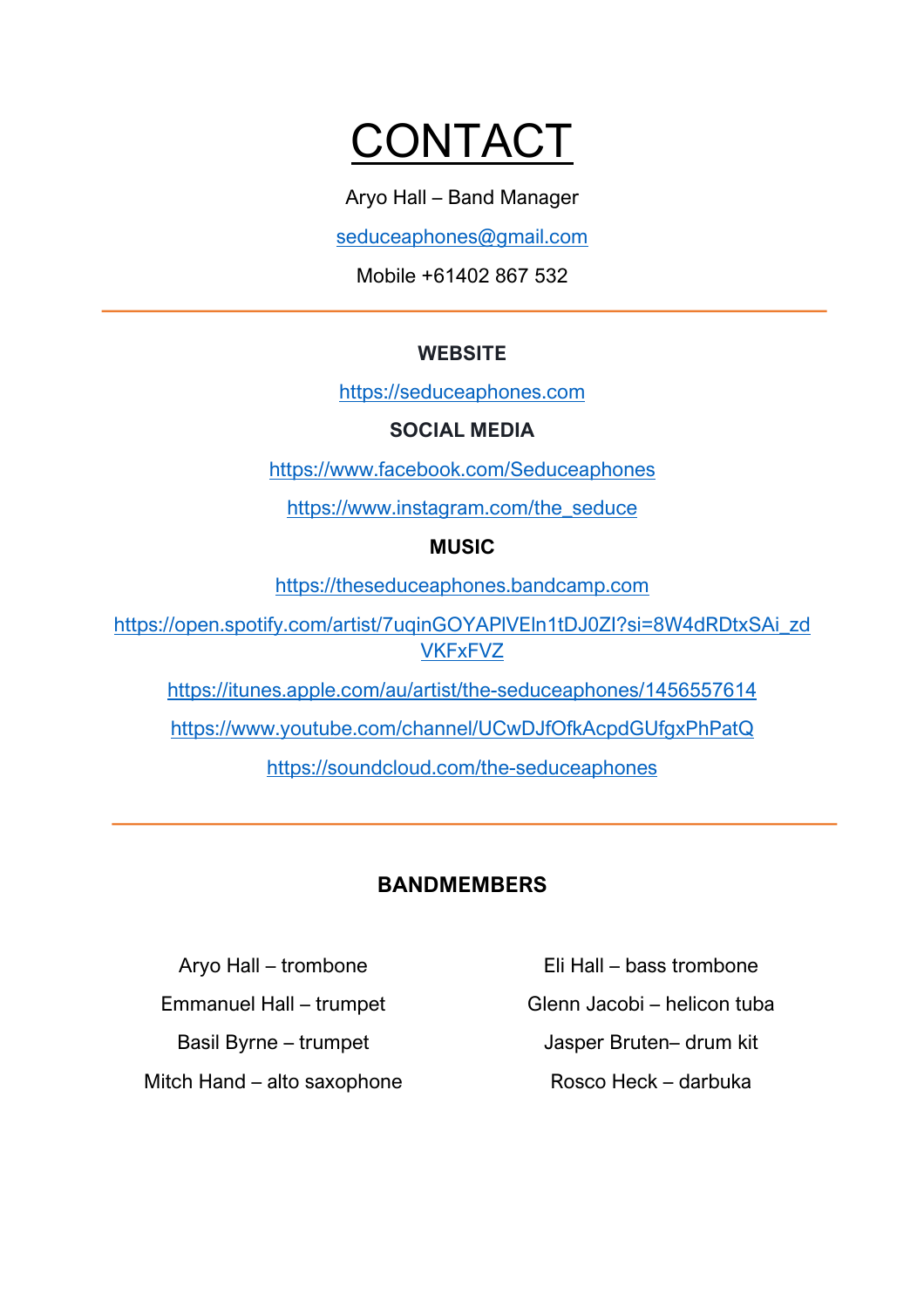# CONTACT

Aryo Hall – Band Manager

seduceaphones@gmail.com

Mobile +61402 867 532

---

**WEBSITE**

https://seduceaphones.com

**SOCIAL MEDIA**

https://www.facebook.com/Seduceaphones

https://www.instagram.com/the_seduce

**MUSIC**

https://theseduceaphones.bandcamp.com

https://open.spotify.com/artist/7uqinGOYAPlVEln1tDJ0ZI?si=8W4dRDtxSAi_zdVKFxFVZ

https://itunes.apple.com/au/artist/the-seduceaphones/1456557614

https://www.youtube.com/channel/UCwDJfOfkAcpdGUfgxPhPatQ

https://soundcloud.com/the-seduceaphones

---

**BANDMEMBERS**

Aryo Hall – trombone

Emmanuel Hall – trumpet

Basil Byrne – trumpet

Mitch Hand – alto saxophone

Eli Hall – bass trombone

Glenn Jacobi – helicon tuba

Jasper Bruten– drum kit

Rosco Heck – darbuka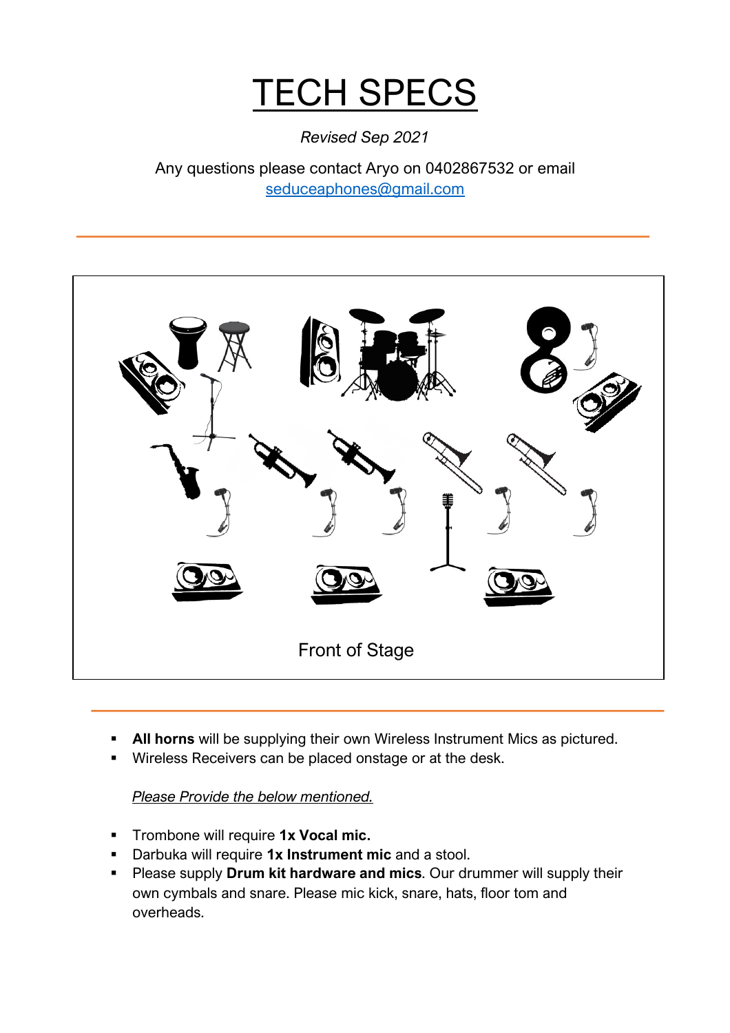# TECH SPECS

*Revised Sep 2021*

Any questions please contact Aryo on 0402867532 or email [seduceaphones@gmail.com](mailto:seduceaphones@gmail.com)

---

Front of Stage

---

- **All horns** will be supplying their own Wireless Instrument Mics as pictured.
- Wireless Receivers can be placed onstage or at the desk.

*Please Provide the below mentioned.*

- Trombone will require **1x Vocal mic.**
- Darbuka will require **1x Instrument mic** and a stool.
- Please supply **Drum kit hardware and mics**. Our drummer will supply their own cymbals and snare. Please mic kick, snare, hats, floor tom and overheads.